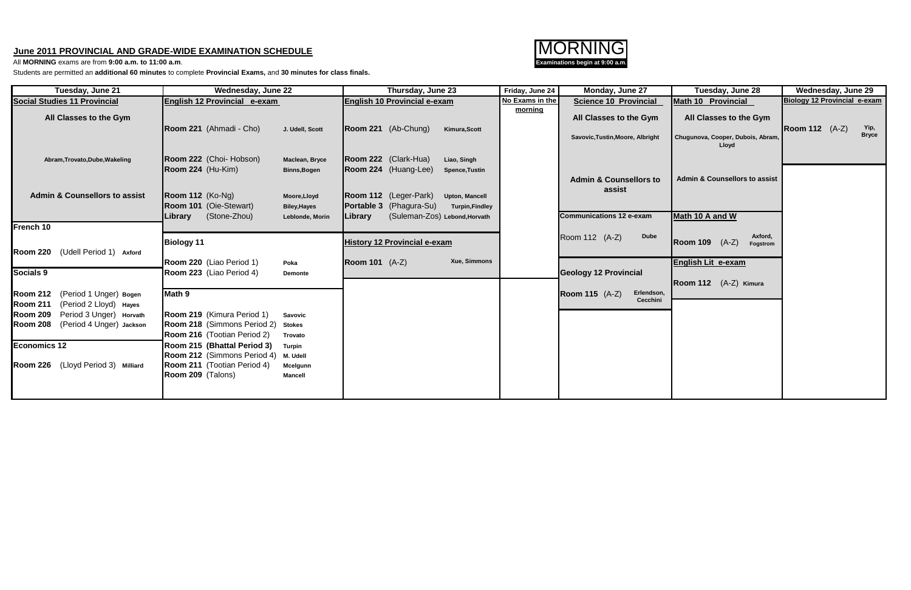## June 2011 PROVINCIAL AND GRADE-WIDE EXAMINATION SCHEDULE

All **MORNING** exams are from **9:00 a.m. to 11:00 a.m**.

Students are permitted an **additional 60 minutes** to complete **Provincial Exams,** and **30 minutes for class finals.**

**MORNING**
**Examinations begin at 9:00 a.m.**

| Tuesday, June 21 | Wednesday, June 22 | Thursday, June 23 | Friday, June 24 | Monday, June 27 | Tuesday, June 28 | Wednesday, June 29 |
|---|---|---|---|---|---|---|
| **Social Studies 11 Provincial**<br>All Classes to the Gym<br>Abram,Trovato,Dube,Wakeling<br>Admin & Counsellors to assist | **English 12 Provincial e-exam**<br>Room 221 (Ahmadi - Cho) J. Udell, Scott<br>Room 222 (Choi- Hobson) Maclean, Bryce<br>Room 224 (Hu-Kim) Binns,Bogen<br>Room 112 (Ko-Ng) Moore,Lloyd<br>Room 101 (Oie-Stewart) Biley,Hayes<br>Library (Stone-Zhou) Leblonde, Morin | **English 10 Provincial e-exam**<br>Room 221 (Ab-Chung) Kimura,Scott<br>Room 222 (Clark-Hua) Liao, Singh<br>Room 224 (Huang-Lee) Spence,Tustin<br>Room 112 (Leger-Park) Upton, Mancell<br>Portable 3 (Phagura-Su) Turpin,Findley<br>Library (Suleman-Zos) Lebond,Horvath | No Exams in the morning | **Science 10 Provincial**<br>All Classes to the Gym<br>Savovic,Tustin,Moore, Albright<br>Admin & Counsellors to assist | **Math 10 Provincial**<br>All Classes to the Gym<br>Chugunova, Cooper, Dubois, Abram, Lloyd<br>Admin & Counsellors to assist | **Biology 12 Provincial e-exam**<br>Room 112 (A-Z) Yip, Bryce |
| **French 10**<br>Room 220 (Udell Period 1) Axford | **Biology 11**<br>Room 220 (Liao Period 1) Poka<br>Room 223 (Liao Period 4) Demonte | **History 12 Provincial e-exam**<br>Room 101 (A-Z) Xue, Simmons | | **Communications 12 e-exam**<br>Room 112 (A-Z) Dube | **Math 10 A and W**<br>Room 109 (A-Z) Axford, Fogstrom | |
| **Socials 9**<br>Room 212 (Period 1 Unger) Bogen<br>Room 211 (Period 2 Lloyd) Hayes<br>Room 209 Period 3 Unger) Horvath<br>Room 208 (Period 4 Unger) Jackson | **Math 9**<br>Room 219 (Kimura Period 1) Savovic<br>Room 218 (Simmons Period 2) Stokes<br>Room 216 (Tootian Period 2) Trovato<br>Room 215 (Bhattal Period 3) Turpin<br>Room 212 (Simmons Period 4) M. Udell<br>Room 211 (Tootian Period 4) Mcelgunn<br>Room 209 (Talons) Mancell | | | **Geology 12 Provincial**<br>Room 115 (A-Z) Erlendson, Cecchini | **English Lit e-exam**<br>Room 112 (A-Z) Kimura | |
| **Economics 12**<br>Room 226 (Lloyd Period 3) Milliard | | | | | | |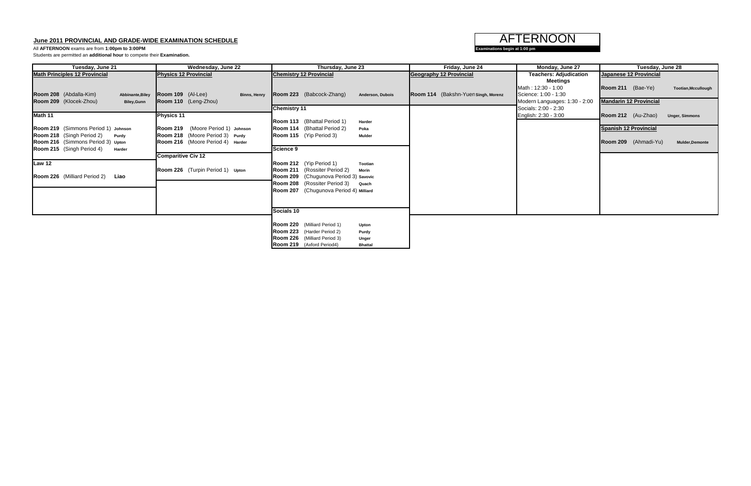**June 2011 PROVINCIAL AND GRADE-WIDE EXAMINATION SCHEDULE**

All **AFTERNOON** exams are from **1:00pm to 3:00PM**

Students are permitted an **additional hour** to compete their **Examination.**

# AFTERNOON

**Examinations begin at 1:00 pm**

| Tuesday, June 21 | Wednesday, June 22 | Thursday, June 23 | Friday, June 24 | Monday, June 27 | Tuesday, June 28 |
|---|---|---|---|---|---|
| **Math Principles 12 Provincial**<br><br>**Room 208** (Abdalla-Kim) Abbinante,Biley<br>**Room 209** (Klocek-Zhou) Biley,Gunn | **Physics 12 Provincial**<br><br>**Room 109** (Al-Lee) Binns, Henry<br>**Room 110** (Leng-Zhou) | **Chemistry 12 Provincial**<br><br>**Room 223** (Babcock-Zhang) Anderson, Dubois | **Geography 12 Provincial**<br><br>**Room 114** (Bakshn-Yuen Singh, Morenz | **Teachers: Adjudication Meetings**<br>Math : 12:30 - 1:00<br>Science: 1:00 - 1:30<br>Modern Languages: 1:30 - 2:00<br>Socials: 2:00 - 2:30<br>English: 2:30 - 3:00 | **Japanese 12 Provincial**<br><br>**Room 211** (Bae-Ye) Tootian,Mccullough<br><br>**Mandarin 12 Provincial**<br><br>**Room 212** (Au-Zhao) Unger, Simmons |
| **Math 11**<br><br>**Room 219** (Simmons Period 1) Johnson<br>**Room 218** (Singh Period 2) Purdy<br>**Room 216** (Simmons Period 3) Upton<br>**Room 215** (Singh Period 4) Harder | **Physics 11**<br><br>**Room 219** (Moore Period 1) Johnson<br>**Room 218** (Moore Period 3) Purdy<br>**Room 216** (Moore Period 4) Harder | **Chemistry 11**<br><br>**Room 113** (Bhattal Period 1) Harder<br>**Room 114** (Bhattal Period 2) Poka<br>**Room 115** (Yip Period 3) Mulder | | | **Spanish 12 Provincial**<br><br>**Room 209** (Ahmadi-Yu) Mulder,Demonte |
| **Law 12**<br><br>**Room 226** (Milliard Period 2) Liao | **Comparitive Civ 12**<br><br>**Room 226** (Turpin Period 1) Upton | **Science 9**<br><br>**Room 212** (Yip Period 1) Tootian<br>**Room 211** (Rossiter Period 2) Morin<br>**Room 209** (Chugunova Period 3) Savovic<br>**Room 208** (Rossiter Period 3) Quach<br>**Room 207** (Chugunova Period 4) Milliard | | | |
| | | **Socials 10**<br><br>**Room 220** (Milliard Period 1) Upton<br>**Room 223** (Harder Period 2) Purdy<br>**Room 226** (Milliard Period 3) Unger<br>**Room 219** (Axford Period4) Bhattal | | | |